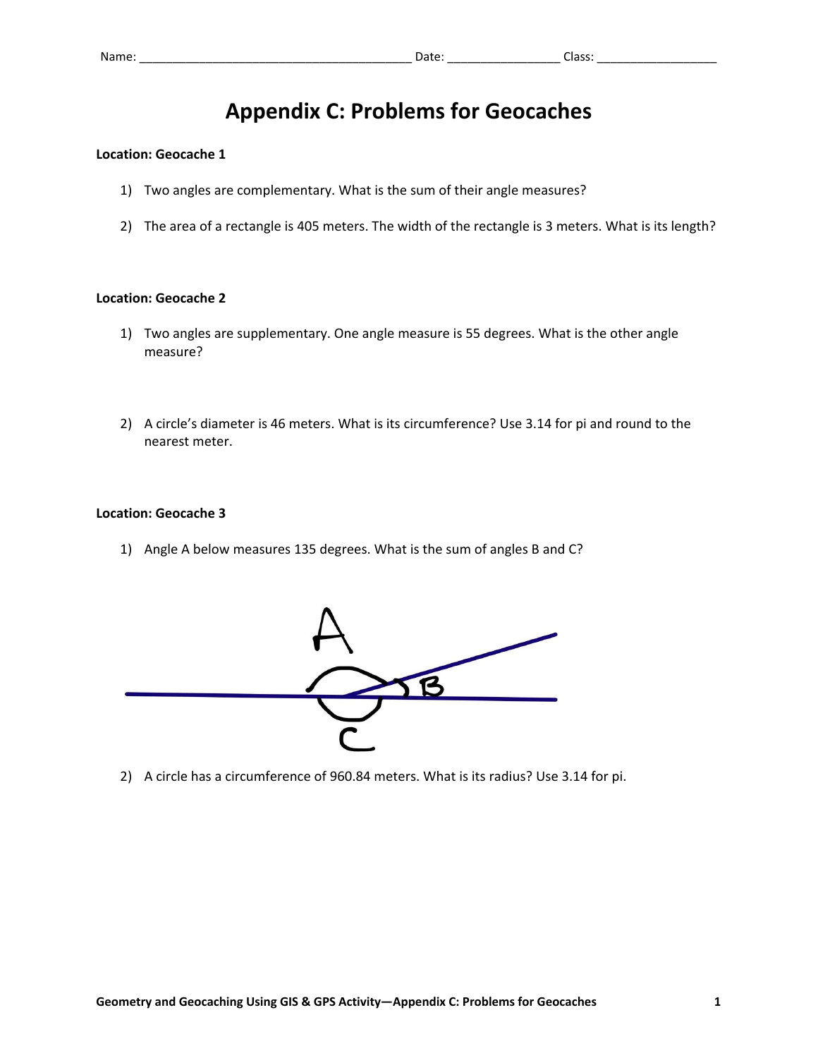Name: ________________________________________ Date: ________________ Class: __________________

# Appendix C: Problems for Geocaches

**Location: Geocache 1**

1) Two angles are complementary. What is the sum of their angle measures?

2) The area of a rectangle is 405 meters. The width of the rectangle is 3 meters. What is its length?

**Location: Geocache 2**

1) Two angles are supplementary. One angle measure is 55 degrees. What is the other angle measure?

2) A circle's diameter is 46 meters. What is its circumference? Use 3.14 for pi and round to the nearest meter.

**Location: Geocache 3**

1) Angle A below measures 135 degrees. What is the sum of angles B and C?

2) A circle has a circumference of 960.84 meters. What is its radius? Use 3.14 for pi.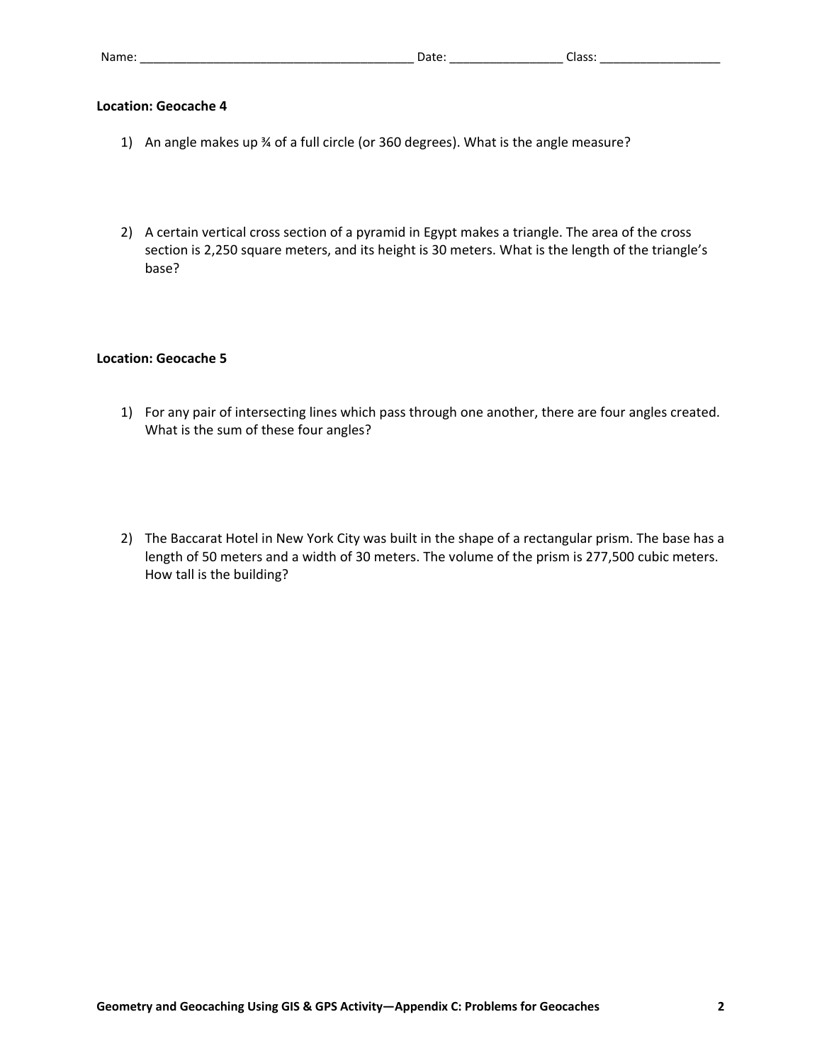Name: ________________________________________ Date: ________________ Class: __________________

**Location: Geocache 4**

1) An angle makes up ¾ of a full circle (or 360 degrees). What is the angle measure?

2) A certain vertical cross section of a pyramid in Egypt makes a triangle. The area of the cross section is 2,250 square meters, and its height is 30 meters. What is the length of the triangle's base?

**Location: Geocache 5**

1) For any pair of intersecting lines which pass through one another, there are four angles created. What is the sum of these four angles?

2) The Baccarat Hotel in New York City was built in the shape of a rectangular prism. The base has a length of 50 meters and a width of 30 meters. The volume of the prism is 277,500 cubic meters. How tall is the building?